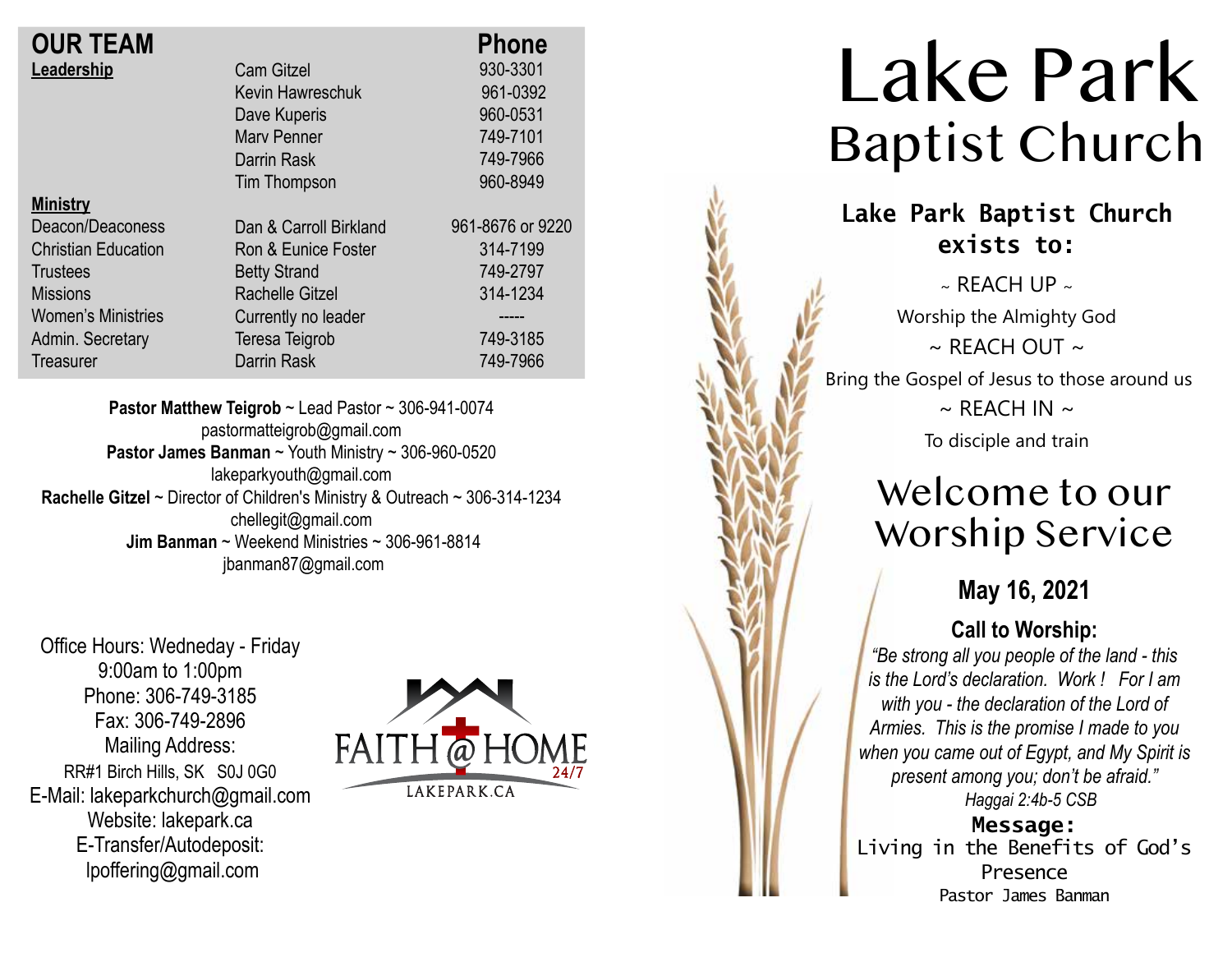## OUR TEAM

| Leadership | | Phone |
|---|---|---|
| | Cam Gitzel | 930-3301 |
| | Kevin Hawreschuk | 961-0392 |
| | Dave Kuperis | 960-0531 |
| | Marv Penner | 749-7101 |
| | Darrin Rask | 749-7966 |
| | Tim Thompson | 960-8949 |
| **Ministry** | | |
| Deacon/Deaconess | Dan & Carroll Birkland | 961-8676 or 9220 |
| Christian Education | Ron & Eunice Foster | 314-7199 |
| Trustees | Betty Strand | 749-2797 |
| Missions | Rachelle Gitzel | 314-1234 |
| Women's Ministries | Currently no leader | ----- |
| Admin. Secretary | Teresa Teigrob | 749-3185 |
| Treasurer | Darrin Rask | 749-7966 |

**Pastor Matthew Teigrob** ~ Lead Pastor ~ 306-941-0074
pastormatteigrob@gmail.com
**Pastor James Banman** ~ Youth Ministry ~ 306-960-0520
lakeparkyouth@gmail.com
**Rachelle Gitzel** ~ Director of Children's Ministry & Outreach ~ 306-314-1234
chellegit@gmail.com
**Jim Banman** ~ Weekend Ministries ~ 306-961-8814
jbanman87@gmail.com

Office Hours: Wedneday - Friday
9:00am to 1:00pm
Phone: 306-749-3185
Fax: 306-749-2896
Mailing Address:
RR#1 Birch Hills, SK S0J 0G0
E-Mail: lakeparkchurch@gmail.com
Website: lakepark.ca
E-Transfer/Autodeposit:
lpoffering@gmail.com

FAITH @ HOME 24/7
LAKEPARK.CA

# Lake Park Baptist Church

**Lake Park Baptist Church exists to:**

~ REACH UP ~
Worship the Almighty God
~ REACH OUT ~
Bring the Gospel of Jesus to those around us
~ REACH IN ~
To disciple and train

## Welcome to our Worship Service

### May 16, 2021

**Call to Worship:**

*"Be strong all you people of the land - this is the Lord's declaration. Work ! For I am with you - the declaration of the Lord of Armies. This is the promise I made to you when you came out of Egypt, and My Spirit is present among you; don't be afraid."*
*Haggai 2:4b-5 CSB*

**Message:**
Living in the Benefits of God's Presence
Pastor James Banman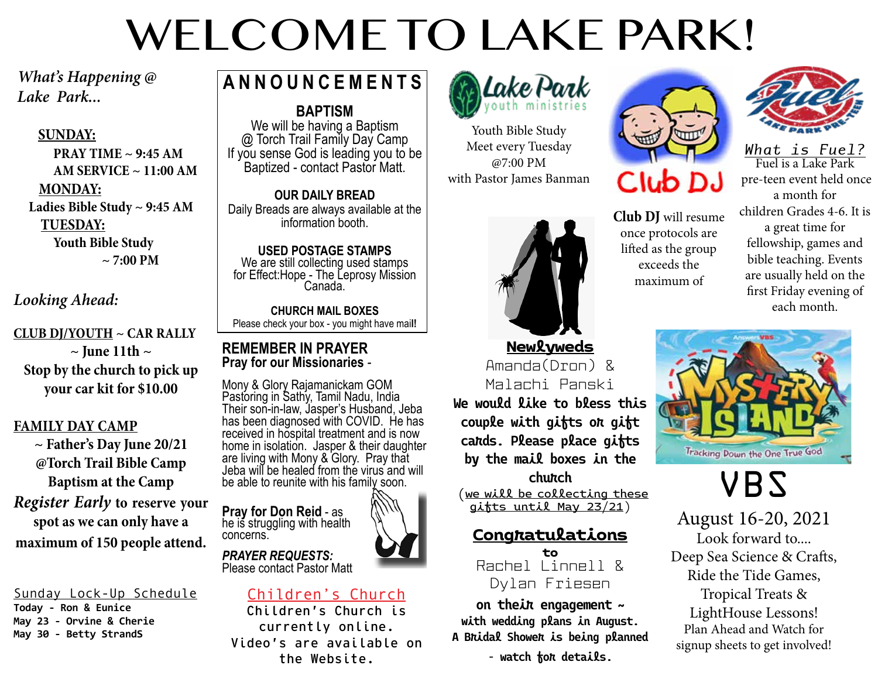# WELCOME TO LAKE PARK!

*What's Happening @ Lake Park...*

**SUNDAY:**
**PRAY TIME ~ 9:45 AM**
**AM SERVICE ~ 11:00 AM**

**MONDAY:**
**Ladies Bible Study ~ 9:45 AM**

**TUESDAY:**
**Youth Bible Study ~ 7:00 PM**

*Looking Ahead:*

**CLUB DJ/YOUTH ~ CAR RALLY**
**~ June 11th ~**
**Stop by the church to pick up your car kit for $10.00**

**FAMILY DAY CAMP**
**~ Father's Day June 20/21**
**@Torch Trail Bible Camp**
**Baptism at the Camp**
***Register Early* to reserve your spot as we can only have a maximum of 150 people attend.**

Sunday Lock-Up Schedule
**Today - Ron & Eunice**
**May 23 - Orvine & Cherie**
**May 30 - Betty StrandS**

## ANNOUNCEMENTS

**BAPTISM**
We will be having a Baptism @ Torch Trail Family Day Camp
If you sense God is leading you to be Baptized - contact Pastor Matt.

**OUR DAILY BREAD**
Daily Breads are always available at the information booth.

**USED POSTAGE STAMPS**
We are still collecting used stamps for Effect:Hope - The Leprosy Mission Canada.

**CHURCH MAIL BOXES**
Please check your box - you might have mail**!**

**REMEMBER IN PRAYER**
**Pray for our Missionaries** -

Mony & Glory Rajamanickam GOM Pastoring in Sathy, Tamil Nadu, India
Their son-in-law, Jasper's Husband, Jeba has been diagnosed with COVID. He has received in hospital treatment and is now home in isolation. Jasper & their daughter are living with Mony & Glory. Pray that Jeba will be healed from the virus and will be able to reunite with his family soon.

**Pray for Don Reid** - as he is struggling with health concerns.

***PRAYER REQUESTS:***
Please contact Pastor Matt

Children's Church
Children's Church is currently online.
Video's are available on the Website.

Lake Park youth ministries

Youth Bible Study
Meet every Tuesday
@7:00 PM
with Pastor James Banman

Club DJ

**Club DJ** will resume once protocols are lifted as the group exceeds the maximum of

Fuel LAKE PARK PRE-TEEN

*What is Fuel?*
Fuel is a Lake Park pre-teen event held once a month for children Grades 4-6. It is a great time for fellowship, games and bible teaching. Events are usually held on the first Friday evening of each month.

**Newlyweds**
Amanda(Dron) &
Malachi Panski
**We would like to bless this couple with gifts or gift cards. Please place gifts by the mail boxes in the church**
(we will be collecting these gifts until May 23/21)

**Congratulations**
**to**
Rachel Linnell &
Dylan Friesen
**on their engagement ~**
**with wedding plans in August.**
**A Bridal Shower is being planned - watch for details.**

Mystery Island
Tracking Down the One True God

# VBS

August 16-20, 2021
Look forward to....
Deep Sea Science & Crafts,
Ride the Tide Games,
Tropical Treats &
LightHouse Lessons!
Plan Ahead and Watch for signup sheets to get involved!